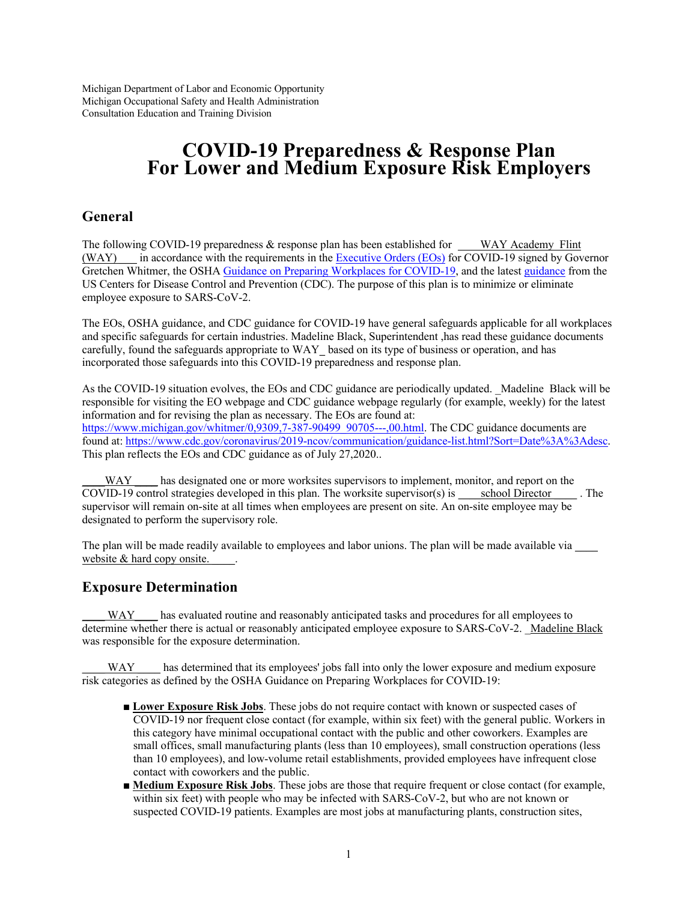Michigan Department of Labor and Economic Opportunity
Michigan Occupational Safety and Health Administration
Consultation Education and Training Division

# COVID-19 Preparedness & Response Plan For Lower and Medium Exposure Risk Employers

## General

The following COVID-19 preparedness & response plan has been established for WAY Academy Flint (WAY) in accordance with the requirements in the Executive Orders (EOs) for COVID-19 signed by Governor Gretchen Whitmer, the OSHA Guidance on Preparing Workplaces for COVID-19, and the latest guidance from the US Centers for Disease Control and Prevention (CDC). The purpose of this plan is to minimize or eliminate employee exposure to SARS-CoV-2.

The EOs, OSHA guidance, and CDC guidance for COVID-19 have general safeguards applicable for all workplaces and specific safeguards for certain industries. Madeline Black, Superintendent ,has read these guidance documents carefully, found the safeguards appropriate to WAY_ based on its type of business or operation, and has incorporated those safeguards into this COVID-19 preparedness and response plan.

As the COVID-19 situation evolves, the EOs and CDC guidance are periodically updated. _Madeline Black will be responsible for visiting the EO webpage and CDC guidance webpage regularly (for example, weekly) for the latest information and for revising the plan as necessary. The EOs are found at: https://www.michigan.gov/whitmer/0,9309,7-387-90499_90705---,00.html. The CDC guidance documents are found at: https://www.cdc.gov/coronavirus/2019-ncov/communication/guidance-list.html?Sort=Date%3A%3Adesc. This plan reflects the EOs and CDC guidance as of July 27,2020..

WAY has designated one or more worksites supervisors to implement, monitor, and report on the COVID-19 control strategies developed in this plan. The worksite supervisor(s) is school Director . The supervisor will remain on-site at all times when employees are present on site. An on-site employee may be designated to perform the supervisory role.

The plan will be made readily available to employees and labor unions. The plan will be made available via website & hard copy onsite. .

## Exposure Determination

WAY has evaluated routine and reasonably anticipated tasks and procedures for all employees to determine whether there is actual or reasonably anticipated employee exposure to SARS-CoV-2. Madeline Black was responsible for the exposure determination.

WAY has determined that its employees' jobs fall into only the lower exposure and medium exposure risk categories as defined by the OSHA Guidance on Preparing Workplaces for COVID-19:

- **Lower Exposure Risk Jobs**. These jobs do not require contact with known or suspected cases of COVID-19 nor frequent close contact (for example, within six feet) with the general public. Workers in this category have minimal occupational contact with the public and other coworkers. Examples are small offices, small manufacturing plants (less than 10 employees), small construction operations (less than 10 employees), and low-volume retail establishments, provided employees have infrequent close contact with coworkers and the public.
- **Medium Exposure Risk Jobs**. These jobs are those that require frequent or close contact (for example, within six feet) with people who may be infected with SARS-CoV-2, but who are not known or suspected COVID-19 patients. Examples are most jobs at manufacturing plants, construction sites,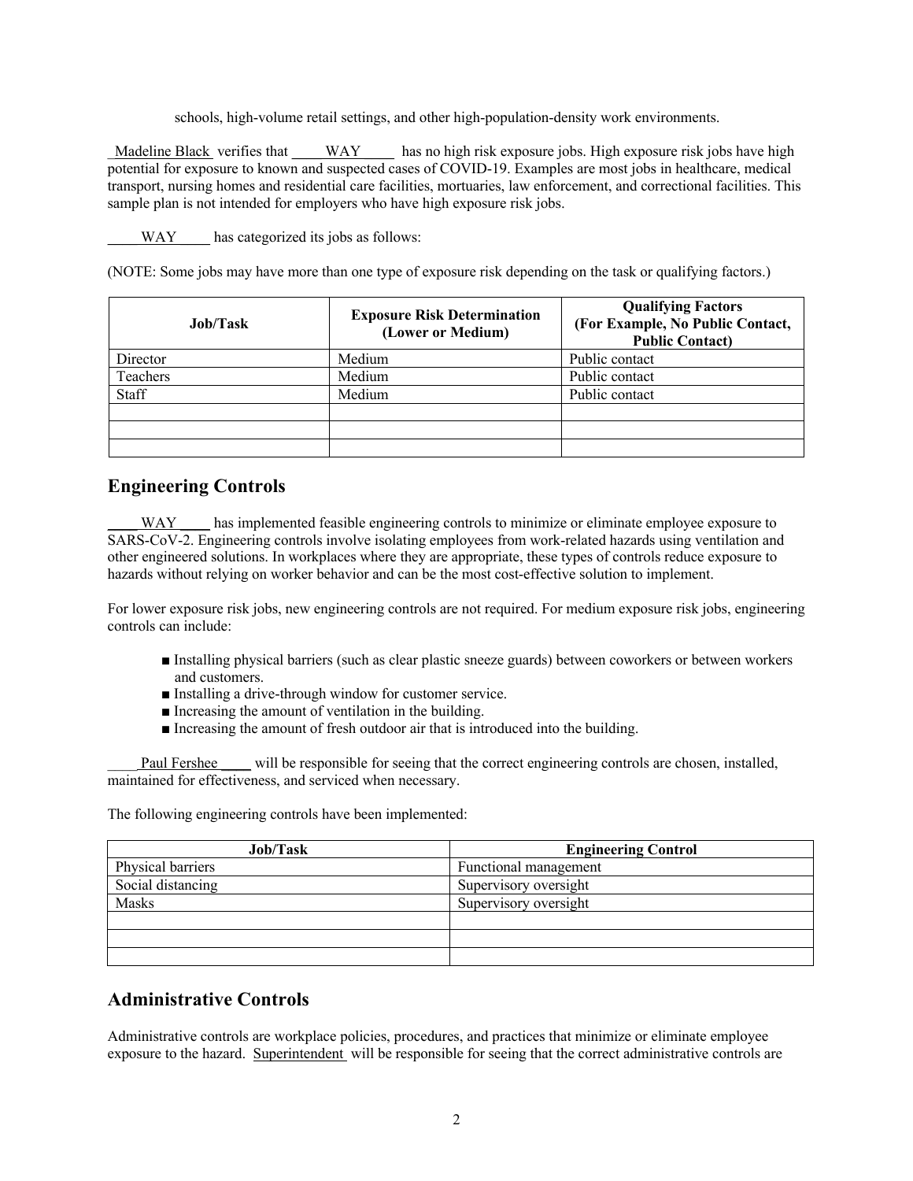schools, high-volume retail settings, and other high-population-density work environments.

Madeline Black verifies that WAY has no high risk exposure jobs. High exposure risk jobs have high potential for exposure to known and suspected cases of COVID-19. Examples are most jobs in healthcare, medical transport, nursing homes and residential care facilities, mortuaries, law enforcement, and correctional facilities. This sample plan is not intended for employers who have high exposure risk jobs.

WAY has categorized its jobs as follows:

(NOTE: Some jobs may have more than one type of exposure risk depending on the task or qualifying factors.)

| Job/Task | Exposure Risk Determination (Lower or Medium) | Qualifying Factors (For Example, No Public Contact, Public Contact) |
|---|---|---|
| Director | Medium | Public contact |
| Teachers | Medium | Public contact |
| Staff | Medium | Public contact |
| | | |
| | | |
| | | |

## Engineering Controls

WAY has implemented feasible engineering controls to minimize or eliminate employee exposure to SARS-CoV-2. Engineering controls involve isolating employees from work-related hazards using ventilation and other engineered solutions. In workplaces where they are appropriate, these types of controls reduce exposure to hazards without relying on worker behavior and can be the most cost-effective solution to implement.

For lower exposure risk jobs, new engineering controls are not required. For medium exposure risk jobs, engineering controls can include:

- Installing physical barriers (such as clear plastic sneeze guards) between coworkers or between workers and customers.
- Installing a drive-through window for customer service.
- Increasing the amount of ventilation in the building.
- Increasing the amount of fresh outdoor air that is introduced into the building.

Paul Fershee will be responsible for seeing that the correct engineering controls are chosen, installed, maintained for effectiveness, and serviced when necessary.

The following engineering controls have been implemented:

| Job/Task | Engineering Control |
|---|---|
| Physical barriers | Functional management |
| Social distancing | Supervisory oversight |
| Masks | Supervisory oversight |
| | |
| | |
| | |

## Administrative Controls

Administrative controls are workplace policies, procedures, and practices that minimize or eliminate employee exposure to the hazard. Superintendent will be responsible for seeing that the correct administrative controls are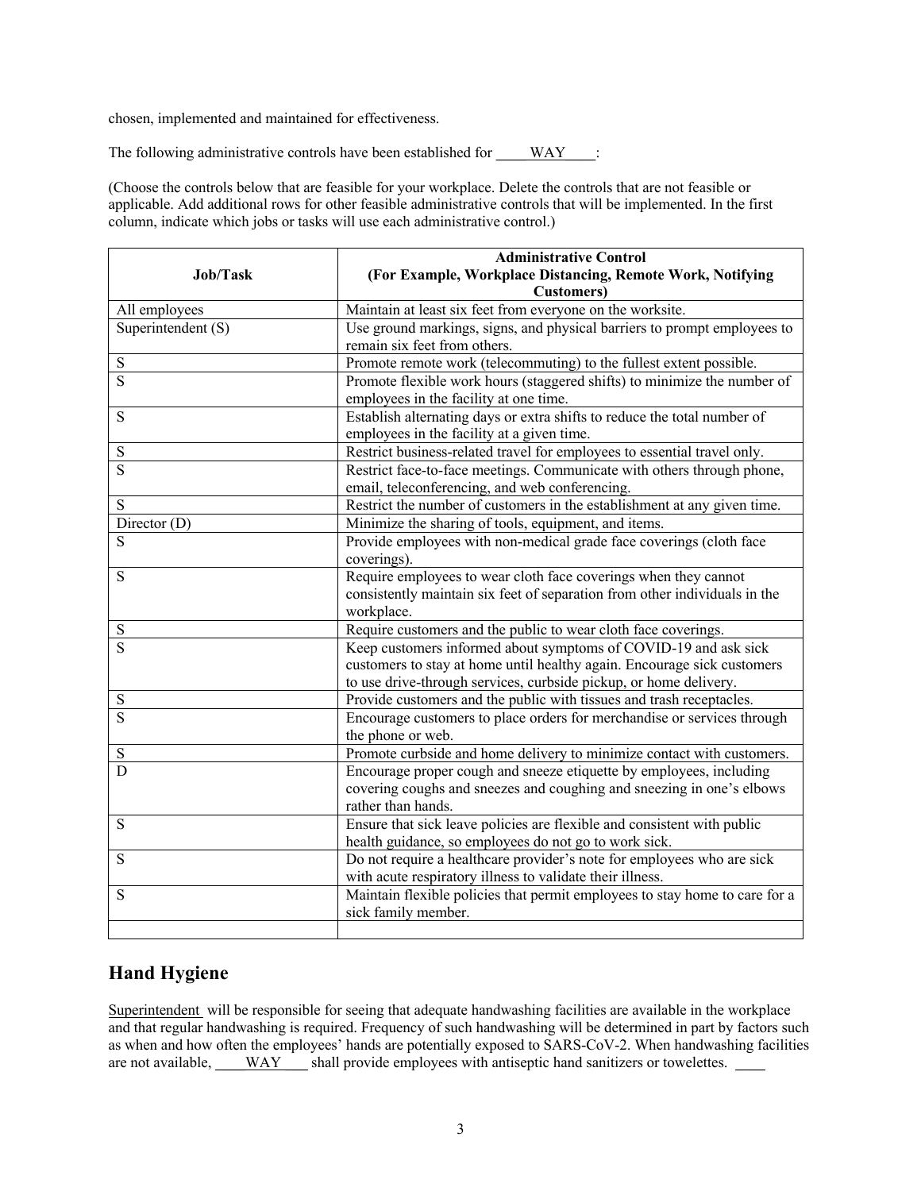chosen, implemented and maintained for effectiveness.

The following administrative controls have been established for WAY:

(Choose the controls below that are feasible for your workplace. Delete the controls that are not feasible or applicable. Add additional rows for other feasible administrative controls that will be implemented. In the first column, indicate which jobs or tasks will use each administrative control.)

| Job/Task | Administrative Control (For Example, Workplace Distancing, Remote Work, Notifying Customers) |
|---|---|
| All employees | Maintain at least six feet from everyone on the worksite. |
| Superintendent (S) | Use ground markings, signs, and physical barriers to prompt employees to remain six feet from others. |
| S | Promote remote work (telecommuting) to the fullest extent possible. |
| S | Promote flexible work hours (staggered shifts) to minimize the number of employees in the facility at one time. |
| S | Establish alternating days or extra shifts to reduce the total number of employees in the facility at a given time. |
| S | Restrict business-related travel for employees to essential travel only. |
| S | Restrict face-to-face meetings. Communicate with others through phone, email, teleconferencing, and web conferencing. |
| S | Restrict the number of customers in the establishment at any given time. |
| Director (D) | Minimize the sharing of tools, equipment, and items. |
| S | Provide employees with non-medical grade face coverings (cloth face coverings). |
| S | Require employees to wear cloth face coverings when they cannot consistently maintain six feet of separation from other individuals in the workplace. |
| S | Require customers and the public to wear cloth face coverings. |
| S | Keep customers informed about symptoms of COVID-19 and ask sick customers to stay at home until healthy again. Encourage sick customers to use drive-through services, curbside pickup, or home delivery. |
| S | Provide customers and the public with tissues and trash receptacles. |
| S | Encourage customers to place orders for merchandise or services through the phone or web. |
| S | Promote curbside and home delivery to minimize contact with customers. |
| D | Encourage proper cough and sneeze etiquette by employees, including covering coughs and sneezes and coughing and sneezing in one's elbows rather than hands. |
| S | Ensure that sick leave policies are flexible and consistent with public health guidance, so employees do not go to work sick. |
| S | Do not require a healthcare provider's note for employees who are sick with acute respiratory illness to validate their illness. |
| S | Maintain flexible policies that permit employees to stay home to care for a sick family member. |
| | |

## Hand Hygiene

Superintendent will be responsible for seeing that adequate handwashing facilities are available in the workplace and that regular handwashing is required. Frequency of such handwashing will be determined in part by factors such as when and how often the employees' hands are potentially exposed to SARS-CoV-2. When handwashing facilities are not available, WAY shall provide employees with antiseptic hand sanitizers or towelettes.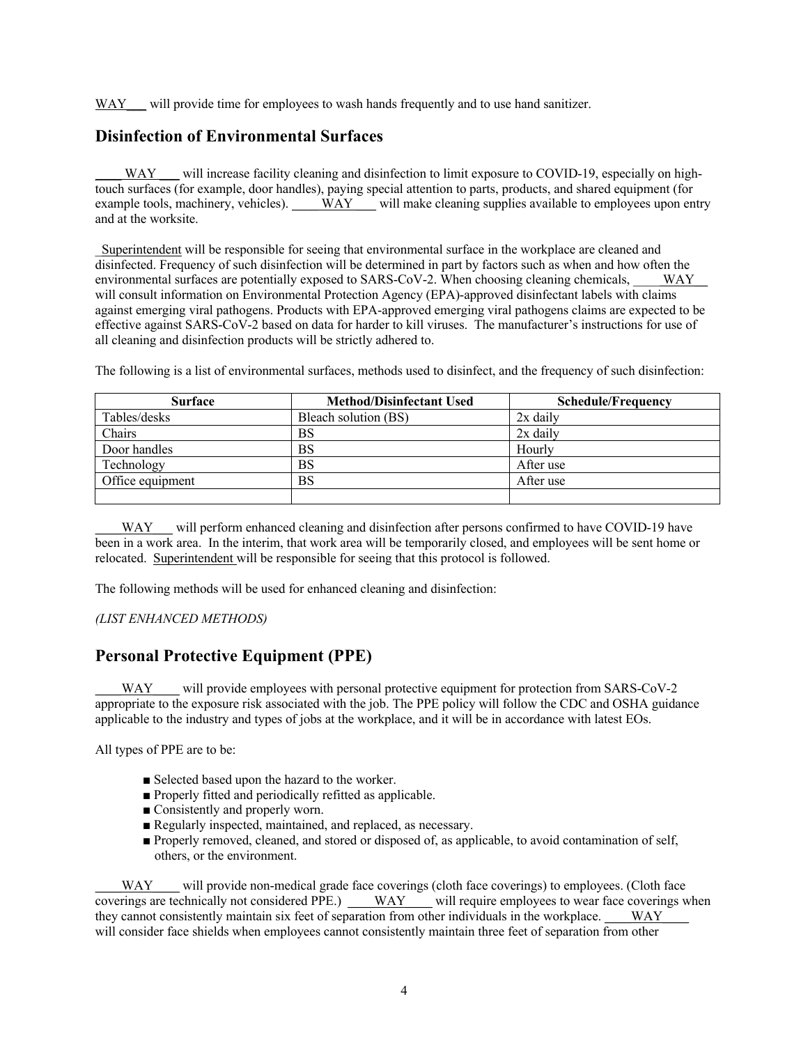WAY will provide time for employees to wash hands frequently and to use hand sanitizer.

## Disinfection of Environmental Surfaces

WAY will increase facility cleaning and disinfection to limit exposure to COVID-19, especially on high-touch surfaces (for example, door handles), paying special attention to parts, products, and shared equipment (for example tools, machinery, vehicles). WAY will make cleaning supplies available to employees upon entry and at the worksite.

Superintendent will be responsible for seeing that environmental surface in the workplace are cleaned and disinfected. Frequency of such disinfection will be determined in part by factors such as when and how often the environmental surfaces are potentially exposed to SARS-CoV-2. When choosing cleaning chemicals, WAY will consult information on Environmental Protection Agency (EPA)-approved disinfectant labels with claims against emerging viral pathogens. Products with EPA-approved emerging viral pathogens claims are expected to be effective against SARS-CoV-2 based on data for harder to kill viruses. The manufacturer's instructions for use of all cleaning and disinfection products will be strictly adhered to.

The following is a list of environmental surfaces, methods used to disinfect, and the frequency of such disinfection:

| Surface | Method/Disinfectant Used | Schedule/Frequency |
|---|---|---|
| Tables/desks | Bleach solution (BS) | 2x daily |
| Chairs | BS | 2x daily |
| Door handles | BS | Hourly |
| Technology | BS | After use |
| Office equipment | BS | After use |
| | | |

WAY will perform enhanced cleaning and disinfection after persons confirmed to have COVID-19 have been in a work area. In the interim, that work area will be temporarily closed, and employees will be sent home or relocated. Superintendent will be responsible for seeing that this protocol is followed.

The following methods will be used for enhanced cleaning and disinfection:

*(LIST ENHANCED METHODS)*

## Personal Protective Equipment (PPE)

WAY will provide employees with personal protective equipment for protection from SARS-CoV-2 appropriate to the exposure risk associated with the job. The PPE policy will follow the CDC and OSHA guidance applicable to the industry and types of jobs at the workplace, and it will be in accordance with latest EOs.

All types of PPE are to be:

- Selected based upon the hazard to the worker.
- Properly fitted and periodically refitted as applicable.
- Consistently and properly worn.
- Regularly inspected, maintained, and replaced, as necessary.
- Properly removed, cleaned, and stored or disposed of, as applicable, to avoid contamination of self, others, or the environment.

WAY will provide non-medical grade face coverings (cloth face coverings) to employees. (Cloth face coverings are technically not considered PPE.) WAY will require employees to wear face coverings when they cannot consistently maintain six feet of separation from other individuals in the workplace. WAY will consider face shields when employees cannot consistently maintain three feet of separation from other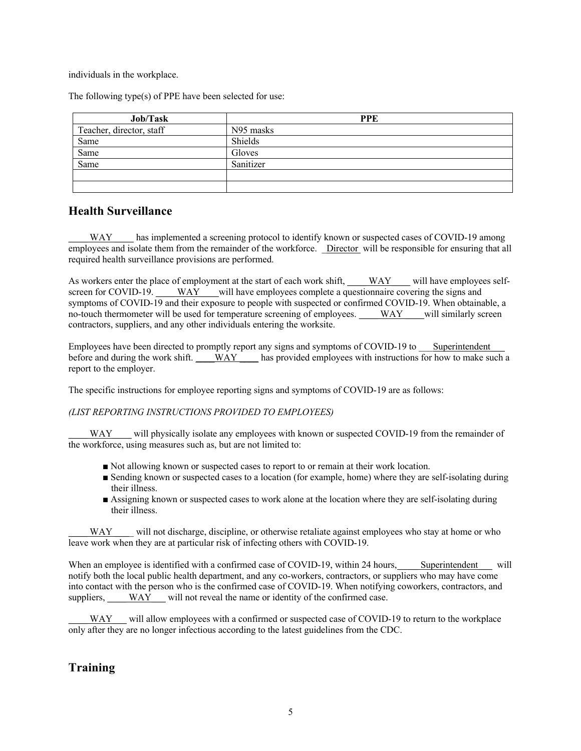individuals in the workplace.

The following type(s) of PPE have been selected for use:

| Job/Task | PPE |
|---|---|
| Teacher, director, staff | N95 masks |
| Same | Shields |
| Same | Gloves |
| Same | Sanitizer |
| | |
| | |

## Health Surveillance

WAY has implemented a screening protocol to identify known or suspected cases of COVID-19 among employees and isolate them from the remainder of the workforce. Director will be responsible for ensuring that all required health surveillance provisions are performed.

As workers enter the place of employment at the start of each work shift, WAY will have employees self-screen for COVID-19. WAY will have employees complete a questionnaire covering the signs and symptoms of COVID-19 and their exposure to people with suspected or confirmed COVID-19. When obtainable, a no-touch thermometer will be used for temperature screening of employees. WAY will similarly screen contractors, suppliers, and any other individuals entering the worksite.

Employees have been directed to promptly report any signs and symptoms of COVID-19 to Superintendent before and during the work shift. WAY has provided employees with instructions for how to make such a report to the employer.

The specific instructions for employee reporting signs and symptoms of COVID-19 are as follows:

*(LIST REPORTING INSTRUCTIONS PROVIDED TO EMPLOYEES)*

WAY will physically isolate any employees with known or suspected COVID-19 from the remainder of the workforce, using measures such as, but are not limited to:

- Not allowing known or suspected cases to report to or remain at their work location.
- Sending known or suspected cases to a location (for example, home) where they are self-isolating during their illness.
- Assigning known or suspected cases to work alone at the location where they are self-isolating during their illness.

WAY will not discharge, discipline, or otherwise retaliate against employees who stay at home or who leave work when they are at particular risk of infecting others with COVID-19.

When an employee is identified with a confirmed case of COVID-19, within 24 hours, Superintendent will notify both the local public health department, and any co-workers, contractors, or suppliers who may have come into contact with the person who is the confirmed case of COVID-19. When notifying coworkers, contractors, and suppliers, WAY will not reveal the name or identity of the confirmed case.

WAY will allow employees with a confirmed or suspected case of COVID-19 to return to the workplace only after they are no longer infectious according to the latest guidelines from the CDC.

## Training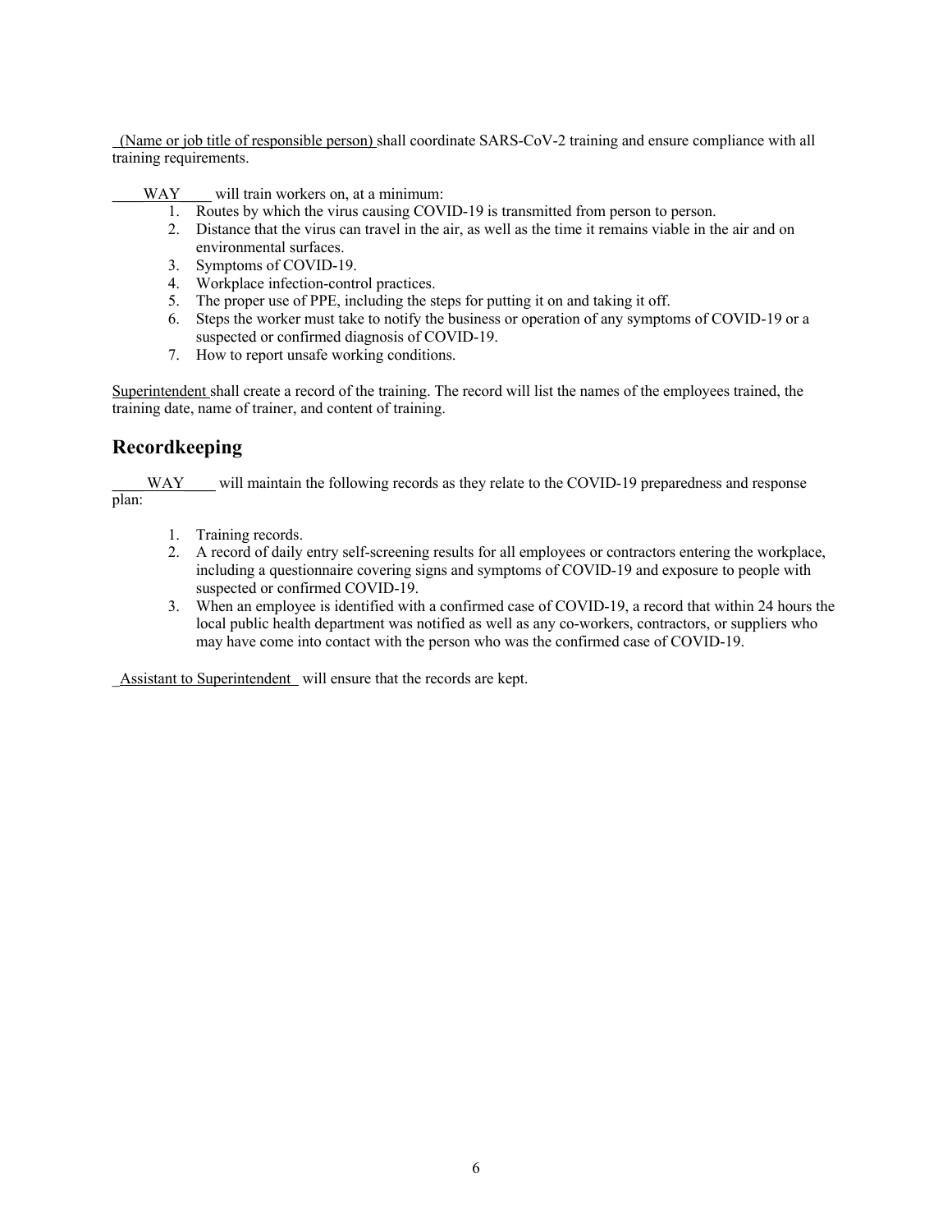(Name or job title of responsible person) shall coordinate SARS-CoV-2 training and ensure compliance with all training requirements.

WAY will train workers on, at a minimum:

1. Routes by which the virus causing COVID-19 is transmitted from person to person.
2. Distance that the virus can travel in the air, as well as the time it remains viable in the air and on environmental surfaces.
3. Symptoms of COVID-19.
4. Workplace infection-control practices.
5. The proper use of PPE, including the steps for putting it on and taking it off.
6. Steps the worker must take to notify the business or operation of any symptoms of COVID-19 or a suspected or confirmed diagnosis of COVID-19.
7. How to report unsafe working conditions.

Superintendent shall create a record of the training. The record will list the names of the employees trained, the training date, name of trainer, and content of training.

## Recordkeeping

WAY will maintain the following records as they relate to the COVID-19 preparedness and response plan:

1. Training records.
2. A record of daily entry self-screening results for all employees or contractors entering the workplace, including a questionnaire covering signs and symptoms of COVID-19 and exposure to people with suspected or confirmed COVID-19.
3. When an employee is identified with a confirmed case of COVID-19, a record that within 24 hours the local public health department was notified as well as any co-workers, contractors, or suppliers who may have come into contact with the person who was the confirmed case of COVID-19.

Assistant to Superintendent will ensure that the records are kept.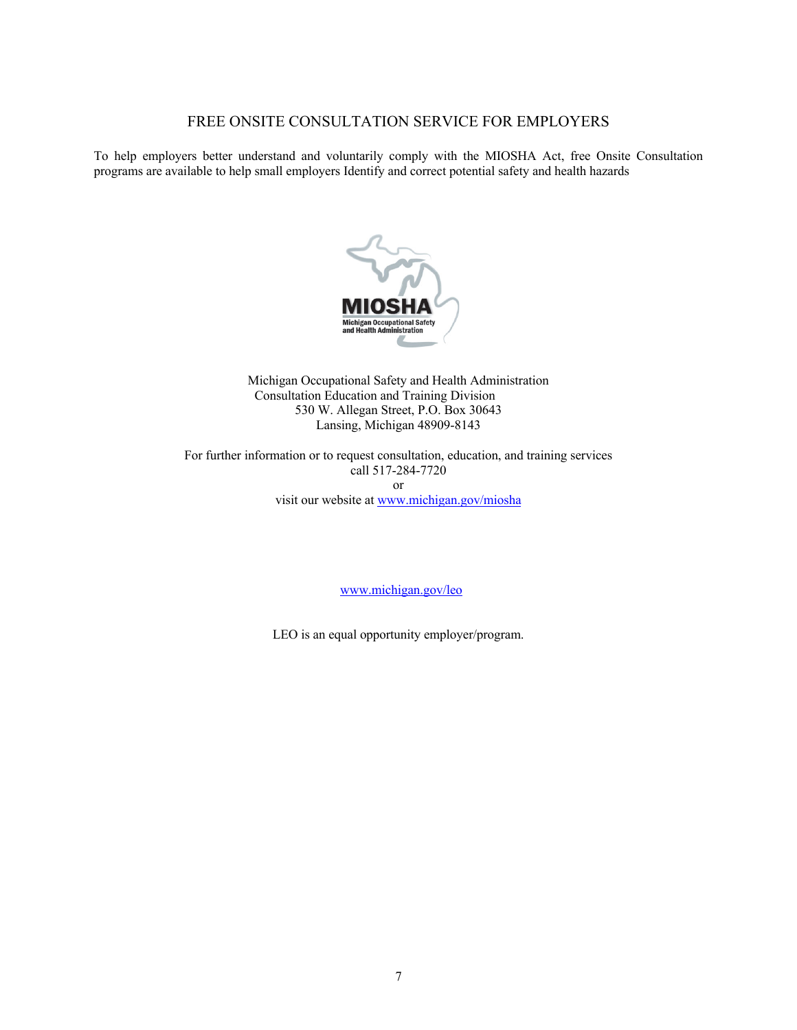## FREE ONSITE CONSULTATION SERVICE FOR EMPLOYERS

To help employers better understand and voluntarily comply with the MIOSHA Act, free Onsite Consultation programs are available to help small employers Identify and correct potential safety and health hazards

MIOSHA
Michigan Occupational Safety and Health Administration

Michigan Occupational Safety and Health Administration
Consultation Education and Training Division
530 W. Allegan Street, P.O. Box 30643
Lansing, Michigan 48909-8143

For further information or to request consultation, education, and training services
call 517-284-7720
or
visit our website at www.michigan.gov/miosha

www.michigan.gov/leo

LEO is an equal opportunity employer/program.